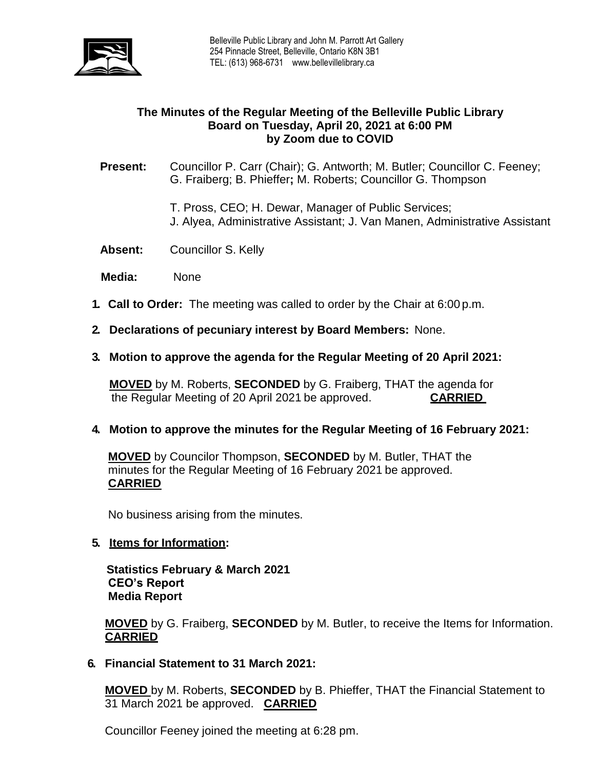Belleville Public Library and John M. Parrott Art Gallery
254 Pinnacle Street, Belleville, Ontario K8N 3B1
TEL: (613) 968-6731 www.bellevillelibrary.ca

## The Minutes of the Regular Meeting of the Belleville Public Library Board on Tuesday, April 20, 2021 at 6:00 PM by Zoom due to COVID

**Present:** Councillor P. Carr (Chair); G. Antworth; M. Butler; Councillor C. Feeney; G. Fraiberg; B. Phieffer**;** M. Roberts; Councillor G. Thompson

T. Pross, CEO; H. Dewar, Manager of Public Services; J. Alyea, Administrative Assistant; J. Van Manen, Administrative Assistant

**Absent:** Councillor S. Kelly

**Media:** None

1. **Call to Order:** The meeting was called to order by the Chair at 6:00 p.m.

2. **Declarations of pecuniary interest by Board Members:** None.

3. **Motion to approve the agenda for the Regular Meeting of 20 April 2021:**

   **MOVED** by M. Roberts, **SECONDED** by G. Fraiberg, THAT the agenda for the Regular Meeting of 20 April 2021 be approved. **CARRIED**

4. **Motion to approve the minutes for the Regular Meeting of 16 February 2021:**

   **MOVED** by Councilor Thompson, **SECONDED** by M. Butler, THAT the minutes for the Regular Meeting of 16 February 2021 be approved. **CARRIED**

   No business arising from the minutes.

5. **Items for Information:**

   **Statistics February & March 2021**
   **CEO's Report**
   **Media Report**

   **MOVED** by G. Fraiberg, **SECONDED** by M. Butler, to receive the Items for Information. **CARRIED**

6. **Financial Statement to 31 March 2021:**

   **MOVED** by M. Roberts, **SECONDED** by B. Phieffer, THAT the Financial Statement to 31 March 2021 be approved. **CARRIED**

   Councillor Feeney joined the meeting at 6:28 pm.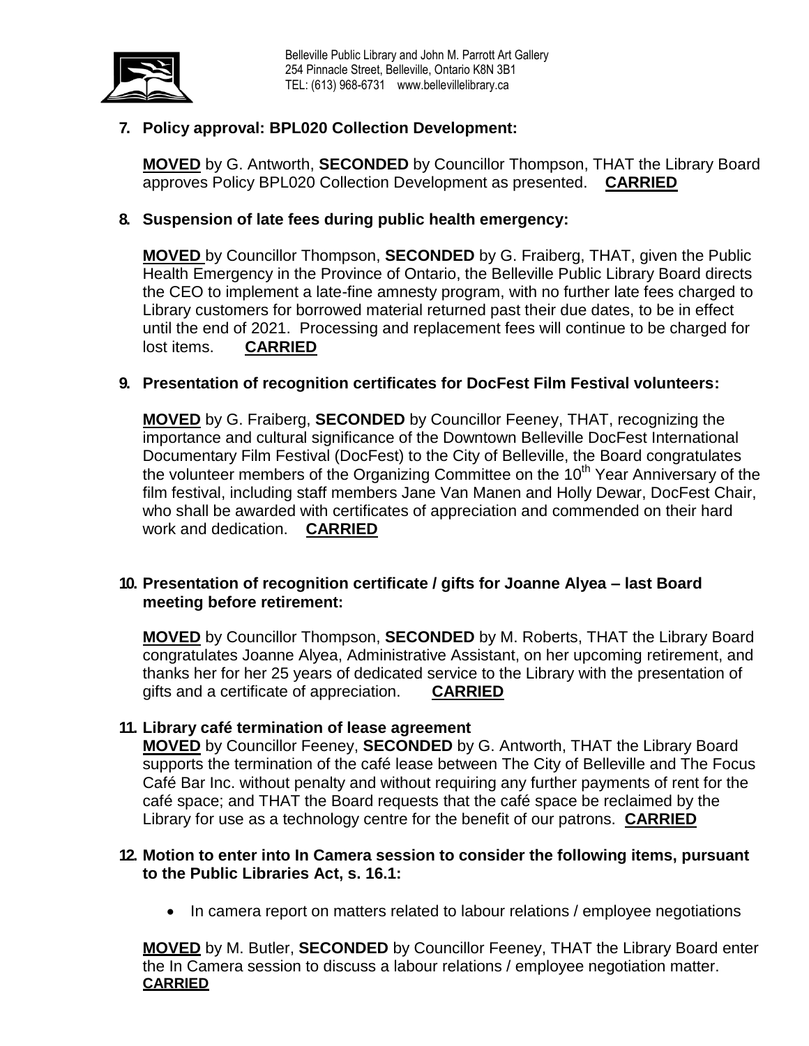Belleville Public Library and John M. Parrott Art Gallery
254 Pinnacle Street, Belleville, Ontario K8N 3B1
TEL: (613) 968-6731 www.bellevillelibrary.ca

**7. Policy approval: BPL020 Collection Development:**

**MOVED** by G. Antworth, **SECONDED** by Councillor Thompson, THAT the Library Board approves Policy BPL020 Collection Development as presented. **CARRIED**

**8. Suspension of late fees during public health emergency:**

**MOVED** by Councillor Thompson, **SECONDED** by G. Fraiberg, THAT, given the Public Health Emergency in the Province of Ontario, the Belleville Public Library Board directs the CEO to implement a late-fine amnesty program, with no further late fees charged to Library customers for borrowed material returned past their due dates, to be in effect until the end of 2021. Processing and replacement fees will continue to be charged for lost items. **CARRIED**

**9. Presentation of recognition certificates for DocFest Film Festival volunteers:**

**MOVED** by G. Fraiberg, **SECONDED** by Councillor Feeney, THAT, recognizing the importance and cultural significance of the Downtown Belleville DocFest International Documentary Film Festival (DocFest) to the City of Belleville, the Board congratulates the volunteer members of the Organizing Committee on the 10th Year Anniversary of the film festival, including staff members Jane Van Manen and Holly Dewar, DocFest Chair, who shall be awarded with certificates of appreciation and commended on their hard work and dedication. **CARRIED**

**10. Presentation of recognition certificate / gifts for Joanne Alyea – last Board meeting before retirement:**

**MOVED** by Councillor Thompson, **SECONDED** by M. Roberts, THAT the Library Board congratulates Joanne Alyea, Administrative Assistant, on her upcoming retirement, and thanks her for her 25 years of dedicated service to the Library with the presentation of gifts and a certificate of appreciation. **CARRIED**

**11. Library café termination of lease agreement**

**MOVED** by Councillor Feeney, **SECONDED** by G. Antworth, THAT the Library Board supports the termination of the café lease between The City of Belleville and The Focus Café Bar Inc. without penalty and without requiring any further payments of rent for the café space; and THAT the Board requests that the café space be reclaimed by the Library for use as a technology centre for the benefit of our patrons. **CARRIED**

**12. Motion to enter into In Camera session to consider the following items, pursuant to the Public Libraries Act, s. 16.1:**

- In camera report on matters related to labour relations / employee negotiations

**MOVED** by M. Butler, **SECONDED** by Councillor Feeney, THAT the Library Board enter the In Camera session to discuss a labour relations / employee negotiation matter. **CARRIED**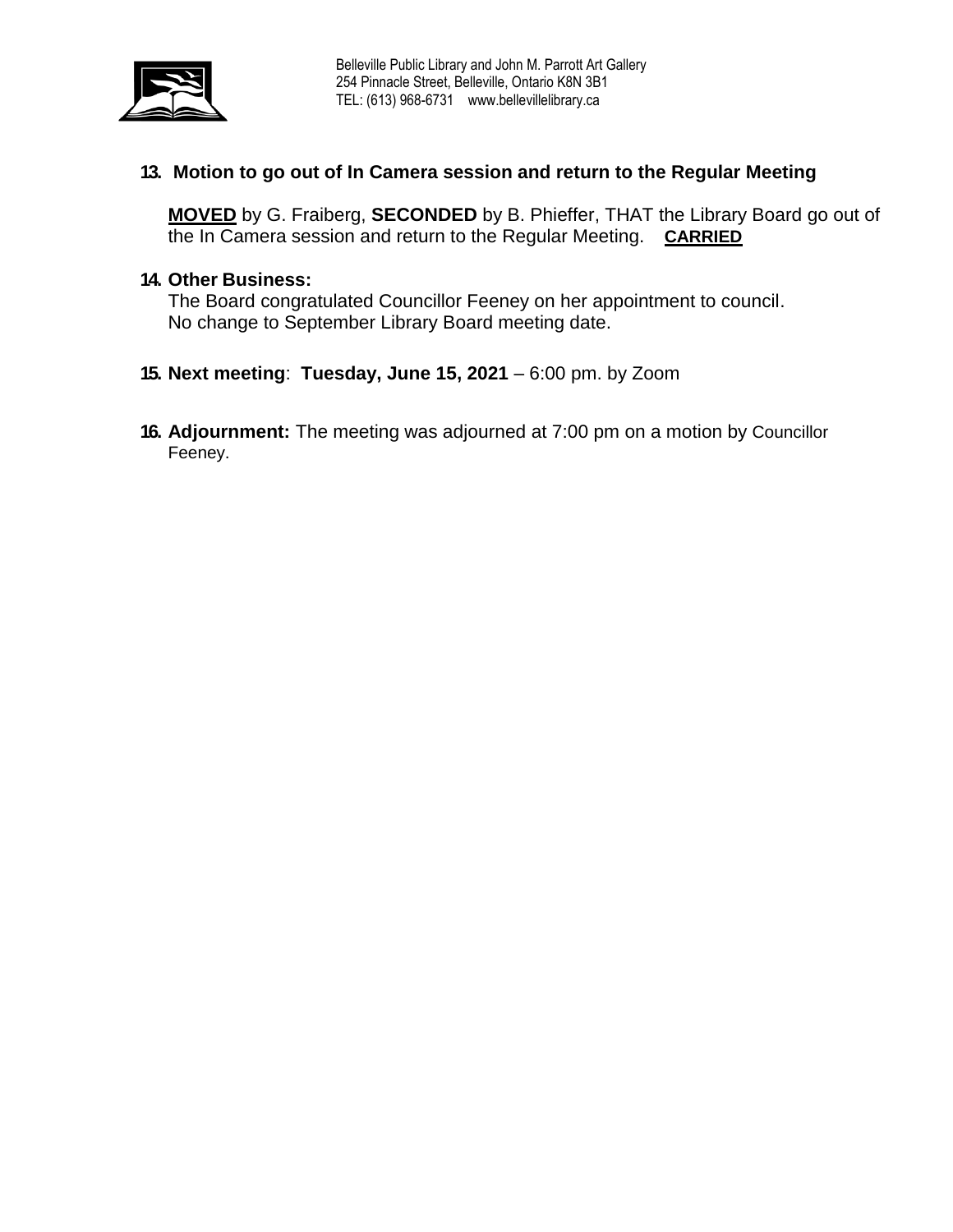### 13. Motion to go out of In Camera session and return to the Regular Meeting

**MOVED** by G. Fraiberg, **SECONDED** by B. Phieffer, THAT the Library Board go out of the In Camera session and return to the Regular Meeting. **CARRIED**

### 14. Other Business:

The Board congratulated Councillor Feeney on her appointment to council.
No change to September Library Board meeting date.

### 15. Next meeting: Tuesday, June 15, 2021 – 6:00 pm. by Zoom

### 16. Adjournment:

The meeting was adjourned at 7:00 pm on a motion by Councillor Feeney.